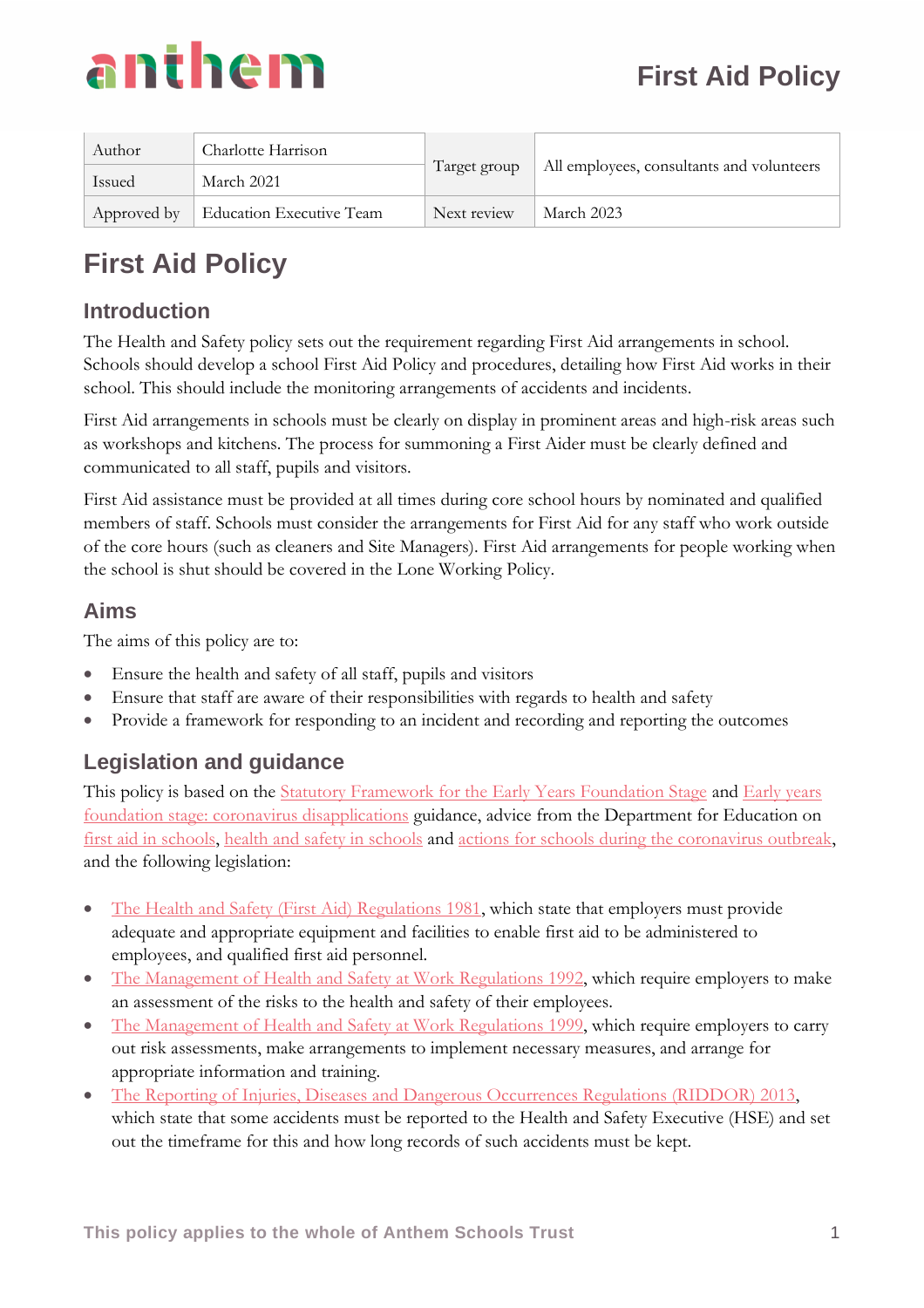| Author | Charlotte Harrison | Target group | All employees, consultants and volunteers |
|---|---|---|---|
| Issued | March 2021 | | |
| Approved by | Education Executive Team | Next review | March 2023 |

# First Aid Policy

## Introduction

The Health and Safety policy sets out the requirement regarding First Aid arrangements in school. Schools should develop a school First Aid Policy and procedures, detailing how First Aid works in their school. This should include the monitoring arrangements of accidents and incidents.

First Aid arrangements in schools must be clearly on display in prominent areas and high-risk areas such as workshops and kitchens. The process for summoning a First Aider must be clearly defined and communicated to all staff, pupils and visitors.

First Aid assistance must be provided at all times during core school hours by nominated and qualified members of staff. Schools must consider the arrangements for First Aid for any staff who work outside of the core hours (such as cleaners and Site Managers). First Aid arrangements for people working when the school is shut should be covered in the Lone Working Policy.

## Aims

The aims of this policy are to:

- Ensure the health and safety of all staff, pupils and visitors
- Ensure that staff are aware of their responsibilities with regards to health and safety
- Provide a framework for responding to an incident and recording and reporting the outcomes

## Legislation and guidance

This policy is based on the Statutory Framework for the Early Years Foundation Stage and Early years foundation stage: coronavirus disapplications guidance, advice from the Department for Education on first aid in schools, health and safety in schools and actions for schools during the coronavirus outbreak, and the following legislation:

- The Health and Safety (First Aid) Regulations 1981, which state that employers must provide adequate and appropriate equipment and facilities to enable first aid to be administered to employees, and qualified first aid personnel.
- The Management of Health and Safety at Work Regulations 1992, which require employers to make an assessment of the risks to the health and safety of their employees.
- The Management of Health and Safety at Work Regulations 1999, which require employers to carry out risk assessments, make arrangements to implement necessary measures, and arrange for appropriate information and training.
- The Reporting of Injuries, Diseases and Dangerous Occurrences Regulations (RIDDOR) 2013, which state that some accidents must be reported to the Health and Safety Executive (HSE) and set out the timeframe for this and how long records of such accidents must be kept.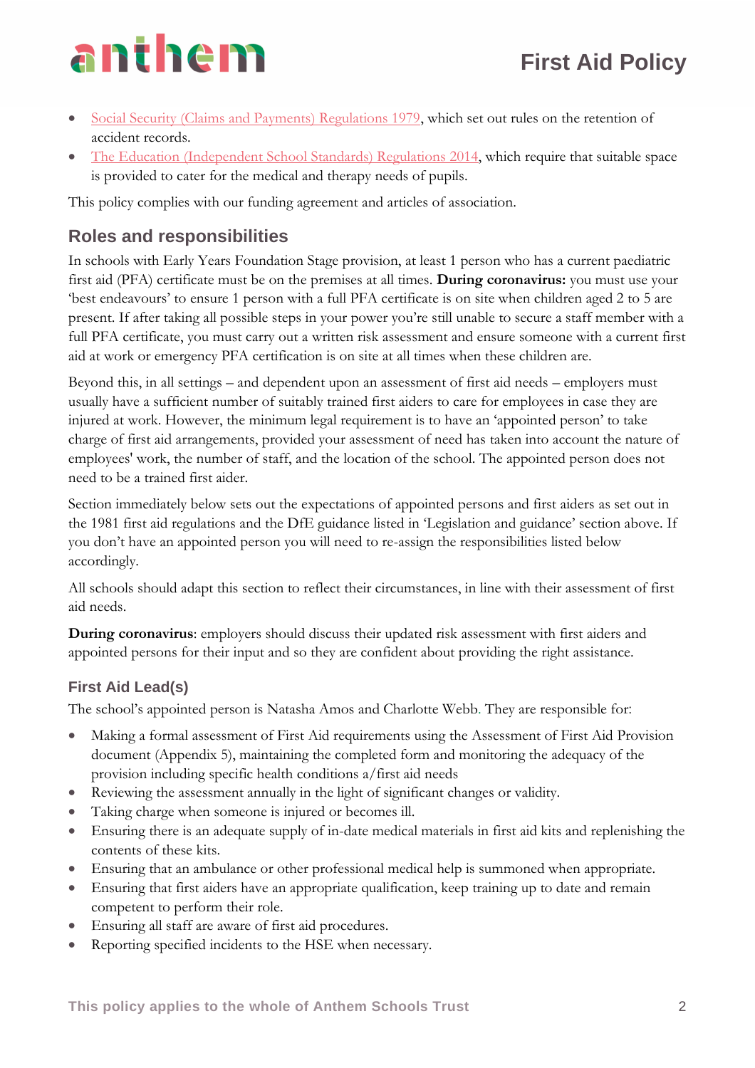- [Social Security (Claims and Payments) Regulations 1979](), which set out rules on the retention of accident records.
- [The Education (Independent School Standards) Regulations 2014](), which require that suitable space is provided to cater for the medical and therapy needs of pupils.

This policy complies with our funding agreement and articles of association.

## Roles and responsibilities

In schools with Early Years Foundation Stage provision, at least 1 person who has a current paediatric first aid (PFA) certificate must be on the premises at all times. **During coronavirus:** you must use your 'best endeavours' to ensure 1 person with a full PFA certificate is on site when children aged 2 to 5 are present. If after taking all possible steps in your power you're still unable to secure a staff member with a full PFA certificate, you must carry out a written risk assessment and ensure someone with a current first aid at work or emergency PFA certification is on site at all times when these children are.

Beyond this, in all settings – and dependent upon an assessment of first aid needs – employers must usually have a sufficient number of suitably trained first aiders to care for employees in case they are injured at work. However, the minimum legal requirement is to have an 'appointed person' to take charge of first aid arrangements, provided your assessment of need has taken into account the nature of employees' work, the number of staff, and the location of the school. The appointed person does not need to be a trained first aider.

Section immediately below sets out the expectations of appointed persons and first aiders as set out in the 1981 first aid regulations and the DfE guidance listed in 'Legislation and guidance' section above. If you don't have an appointed person you will need to re-assign the responsibilities listed below accordingly.

All schools should adapt this section to reflect their circumstances, in line with their assessment of first aid needs.

**During coronavirus**: employers should discuss their updated risk assessment with first aiders and appointed persons for their input and so they are confident about providing the right assistance.

### First Aid Lead(s)

The school's appointed person is Natasha Amos and Charlotte Webb. They are responsible for:

- Making a formal assessment of First Aid requirements using the Assessment of First Aid Provision document (Appendix 5), maintaining the completed form and monitoring the adequacy of the provision including specific health conditions a/first aid needs
- Reviewing the assessment annually in the light of significant changes or validity.
- Taking charge when someone is injured or becomes ill.
- Ensuring there is an adequate supply of in-date medical materials in first aid kits and replenishing the contents of these kits.
- Ensuring that an ambulance or other professional medical help is summoned when appropriate.
- Ensuring that first aiders have an appropriate qualification, keep training up to date and remain competent to perform their role.
- Ensuring all staff are aware of first aid procedures.
- Reporting specified incidents to the HSE when necessary.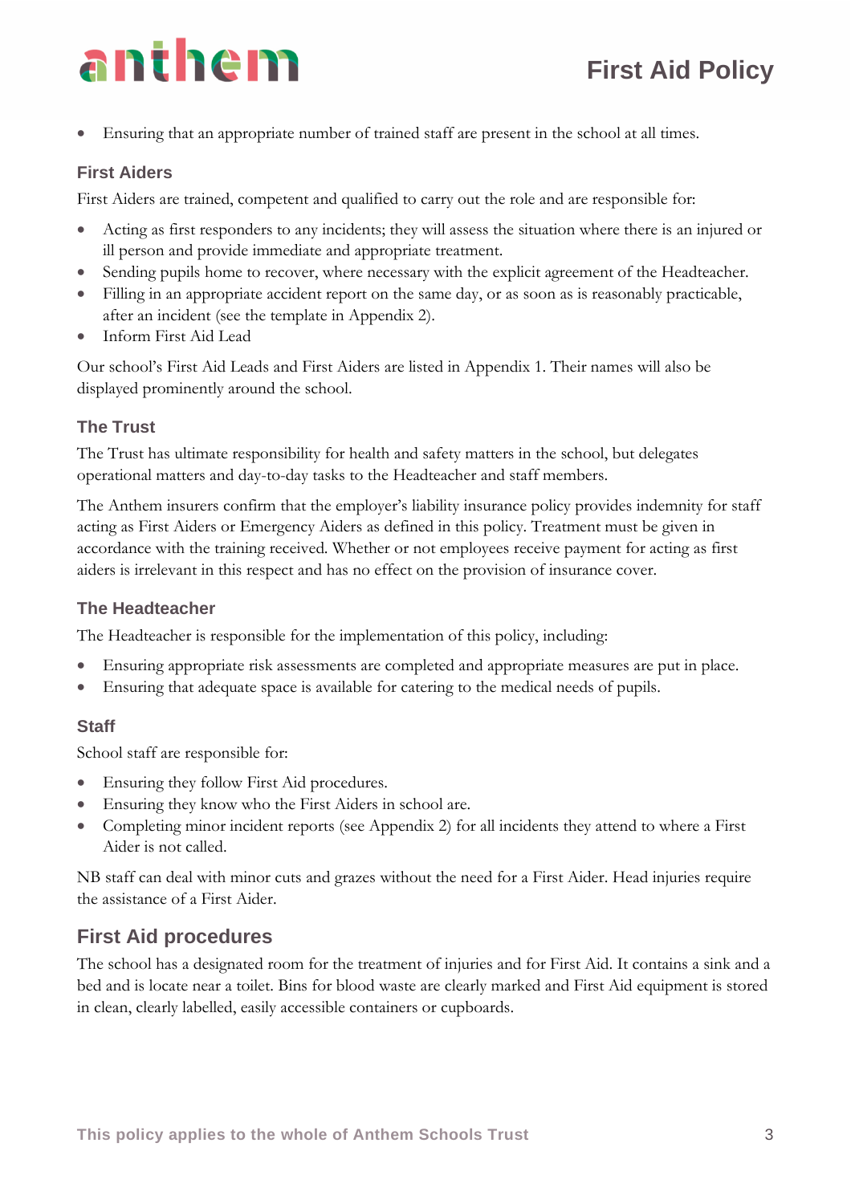- Ensuring that an appropriate number of trained staff are present in the school at all times.

### First Aiders

First Aiders are trained, competent and qualified to carry out the role and are responsible for:

- Acting as first responders to any incidents; they will assess the situation where there is an injured or ill person and provide immediate and appropriate treatment.
- Sending pupils home to recover, where necessary with the explicit agreement of the Headteacher.
- Filling in an appropriate accident report on the same day, or as soon as is reasonably practicable, after an incident (see the template in Appendix 2).
- Inform First Aid Lead

Our school's First Aid Leads and First Aiders are listed in Appendix 1. Their names will also be displayed prominently around the school.

### The Trust

The Trust has ultimate responsibility for health and safety matters in the school, but delegates operational matters and day-to-day tasks to the Headteacher and staff members.

The Anthem insurers confirm that the employer's liability insurance policy provides indemnity for staff acting as First Aiders or Emergency Aiders as defined in this policy. Treatment must be given in accordance with the training received. Whether or not employees receive payment for acting as first aiders is irrelevant in this respect and has no effect on the provision of insurance cover.

### The Headteacher

The Headteacher is responsible for the implementation of this policy, including:

- Ensuring appropriate risk assessments are completed and appropriate measures are put in place.
- Ensuring that adequate space is available for catering to the medical needs of pupils.

### Staff

School staff are responsible for:

- Ensuring they follow First Aid procedures.
- Ensuring they know who the First Aiders in school are.
- Completing minor incident reports (see Appendix 2) for all incidents they attend to where a First Aider is not called.

NB staff can deal with minor cuts and grazes without the need for a First Aider. Head injuries require the assistance of a First Aider.

## First Aid procedures

The school has a designated room for the treatment of injuries and for First Aid. It contains a sink and a bed and is locate near a toilet. Bins for blood waste are clearly marked and First Aid equipment is stored in clean, clearly labelled, easily accessible containers or cupboards.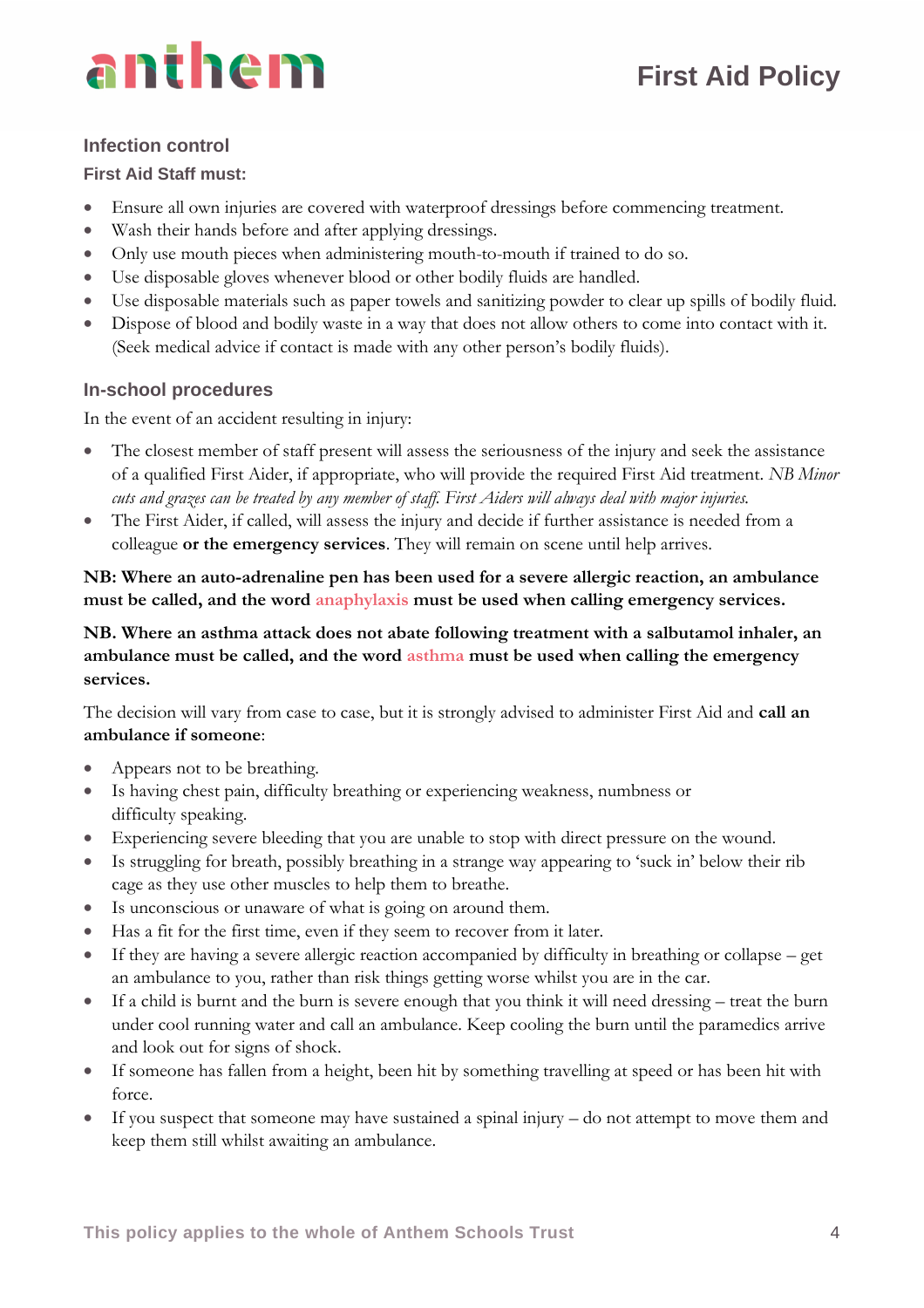## Infection control

### First Aid Staff must:

- Ensure all own injuries are covered with waterproof dressings before commencing treatment.
- Wash their hands before and after applying dressings.
- Only use mouth pieces when administering mouth-to-mouth if trained to do so.
- Use disposable gloves whenever blood or other bodily fluids are handled.
- Use disposable materials such as paper towels and sanitizing powder to clear up spills of bodily fluid.
- Dispose of blood and bodily waste in a way that does not allow others to come into contact with it. (Seek medical advice if contact is made with any other person's bodily fluids).

## In-school procedures

In the event of an accident resulting in injury:

- The closest member of staff present will assess the seriousness of the injury and seek the assistance of a qualified First Aider, if appropriate, who will provide the required First Aid treatment. *NB Minor cuts and grazes can be treated by any member of staff. First Aiders will always deal with major injuries.*
- The First Aider, if called, will assess the injury and decide if further assistance is needed from a colleague **or the emergency services**. They will remain on scene until help arrives.

**NB: Where an auto-adrenaline pen has been used for a severe allergic reaction, an ambulance must be called, and the word anaphylaxis must be used when calling emergency services.**

**NB. Where an asthma attack does not abate following treatment with a salbutamol inhaler, an ambulance must be called, and the word asthma must be used when calling the emergency services.**

The decision will vary from case to case, but it is strongly advised to administer First Aid and **call an ambulance if someone**:

- Appears not to be breathing.
- Is having chest pain, difficulty breathing or experiencing weakness, numbness or difficulty speaking.
- Experiencing severe bleeding that you are unable to stop with direct pressure on the wound.
- Is struggling for breath, possibly breathing in a strange way appearing to 'suck in' below their rib cage as they use other muscles to help them to breathe.
- Is unconscious or unaware of what is going on around them.
- Has a fit for the first time, even if they seem to recover from it later.
- If they are having a severe allergic reaction accompanied by difficulty in breathing or collapse – get an ambulance to you, rather than risk things getting worse whilst you are in the car.
- If a child is burnt and the burn is severe enough that you think it will need dressing – treat the burn under cool running water and call an ambulance. Keep cooling the burn until the paramedics arrive and look out for signs of shock.
- If someone has fallen from a height, been hit by something travelling at speed or has been hit with force.
- If you suspect that someone may have sustained a spinal injury – do not attempt to move them and keep them still whilst awaiting an ambulance.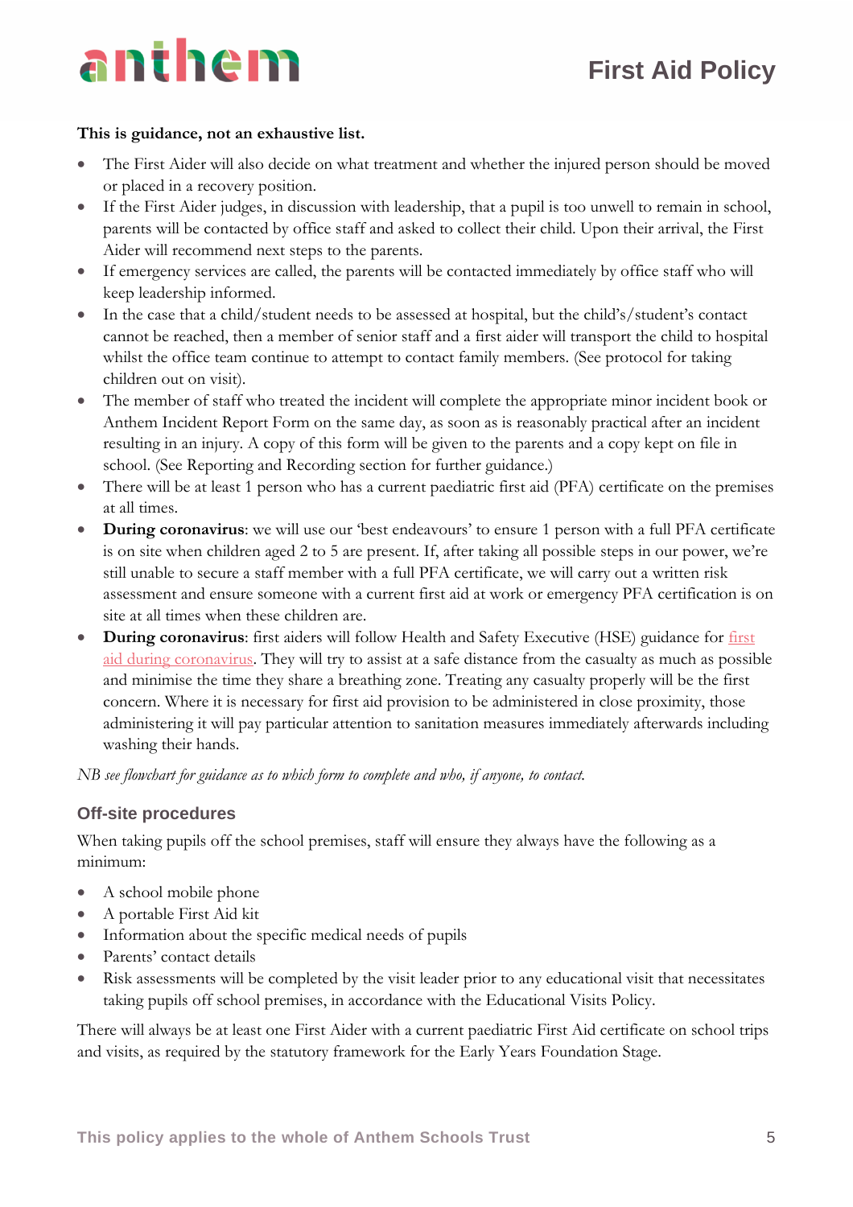**This is guidance, not an exhaustive list.**

- The First Aider will also decide on what treatment and whether the injured person should be moved or placed in a recovery position.
- If the First Aider judges, in discussion with leadership, that a pupil is too unwell to remain in school, parents will be contacted by office staff and asked to collect their child. Upon their arrival, the First Aider will recommend next steps to the parents.
- If emergency services are called, the parents will be contacted immediately by office staff who will keep leadership informed.
- In the case that a child/student needs to be assessed at hospital, but the child's/student's contact cannot be reached, then a member of senior staff and a first aider will transport the child to hospital whilst the office team continue to attempt to contact family members. (See protocol for taking children out on visit).
- The member of staff who treated the incident will complete the appropriate minor incident book or Anthem Incident Report Form on the same day, as soon as is reasonably practical after an incident resulting in an injury. A copy of this form will be given to the parents and a copy kept on file in school. (See Reporting and Recording section for further guidance.)
- There will be at least 1 person who has a current paediatric first aid (PFA) certificate on the premises at all times.
- **During coronavirus**: we will use our 'best endeavours' to ensure 1 person with a full PFA certificate is on site when children aged 2 to 5 are present. If, after taking all possible steps in our power, we're still unable to secure a staff member with a full PFA certificate, we will carry out a written risk assessment and ensure someone with a current first aid at work or emergency PFA certification is on site at all times when these children are.
- **During coronavirus**: first aiders will follow Health and Safety Executive (HSE) guidance for first aid during coronavirus. They will try to assist at a safe distance from the casualty as much as possible and minimise the time they share a breathing zone. Treating any casualty properly will be the first concern. Where it is necessary for first aid provision to be administered in close proximity, those administering it will pay particular attention to sanitation measures immediately afterwards including washing their hands.

*NB see flowchart for guidance as to which form to complete and who, if anyone, to contact.*

## Off-site procedures

When taking pupils off the school premises, staff will ensure they always have the following as a minimum:

- A school mobile phone
- A portable First Aid kit
- Information about the specific medical needs of pupils
- Parents' contact details
- Risk assessments will be completed by the visit leader prior to any educational visit that necessitates taking pupils off school premises, in accordance with the Educational Visits Policy.

There will always be at least one First Aider with a current paediatric First Aid certificate on school trips and visits, as required by the statutory framework for the Early Years Foundation Stage.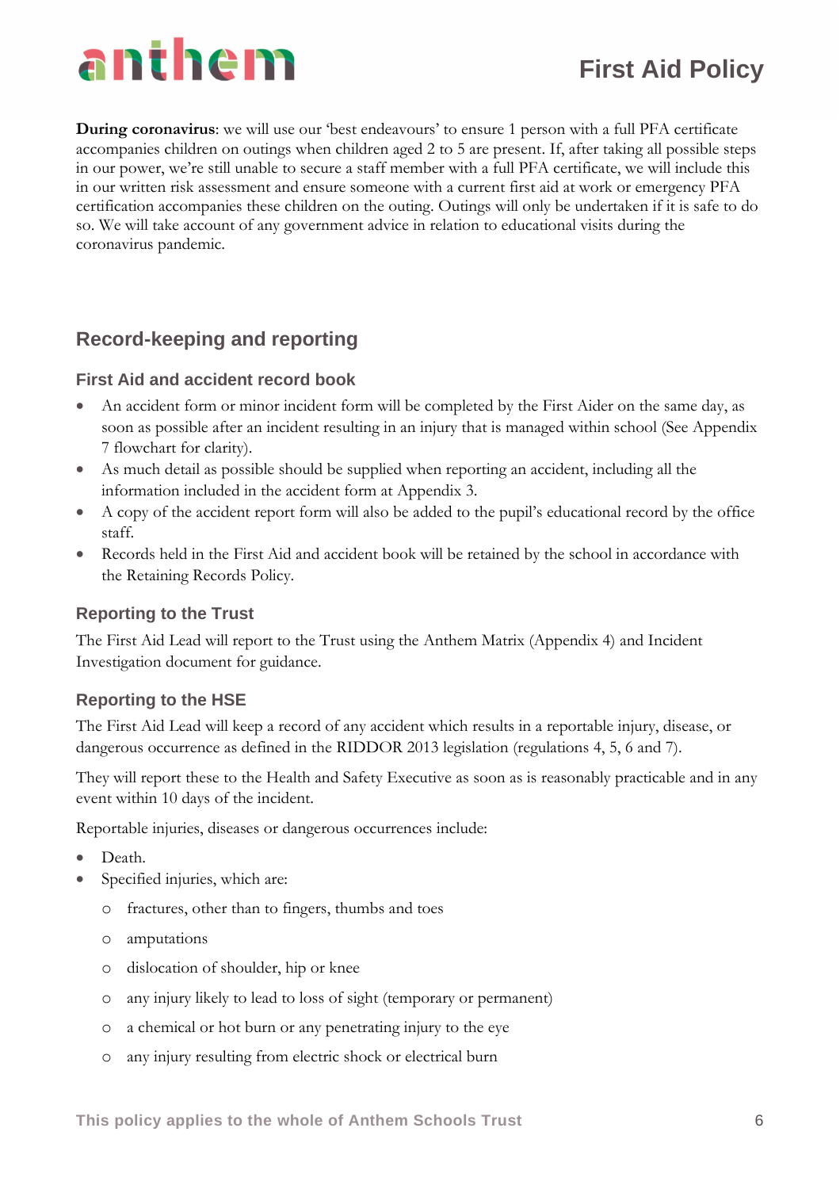**During coronavirus**: we will use our 'best endeavours' to ensure 1 person with a full PFA certificate accompanies children on outings when children aged 2 to 5 are present. If, after taking all possible steps in our power, we're still unable to secure a staff member with a full PFA certificate, we will include this in our written risk assessment and ensure someone with a current first aid at work or emergency PFA certification accompanies these children on the outing. Outings will only be undertaken if it is safe to do so. We will take account of any government advice in relation to educational visits during the coronavirus pandemic.

## Record-keeping and reporting

### First Aid and accident record book

- An accident form or minor incident form will be completed by the First Aider on the same day, as soon as possible after an incident resulting in an injury that is managed within school (See Appendix 7 flowchart for clarity).
- As much detail as possible should be supplied when reporting an accident, including all the information included in the accident form at Appendix 3.
- A copy of the accident report form will also be added to the pupil's educational record by the office staff.
- Records held in the First Aid and accident book will be retained by the school in accordance with the Retaining Records Policy.

### Reporting to the Trust

The First Aid Lead will report to the Trust using the Anthem Matrix (Appendix 4) and Incident Investigation document for guidance.

### Reporting to the HSE

The First Aid Lead will keep a record of any accident which results in a reportable injury, disease, or dangerous occurrence as defined in the RIDDOR 2013 legislation (regulations 4, 5, 6 and 7).

They will report these to the Health and Safety Executive as soon as is reasonably practicable and in any event within 10 days of the incident.

Reportable injuries, diseases or dangerous occurrences include:

- Death.
- Specified injuries, which are:
  - fractures, other than to fingers, thumbs and toes
  - amputations
  - dislocation of shoulder, hip or knee
  - any injury likely to lead to loss of sight (temporary or permanent)
  - a chemical or hot burn or any penetrating injury to the eye
  - any injury resulting from electric shock or electrical burn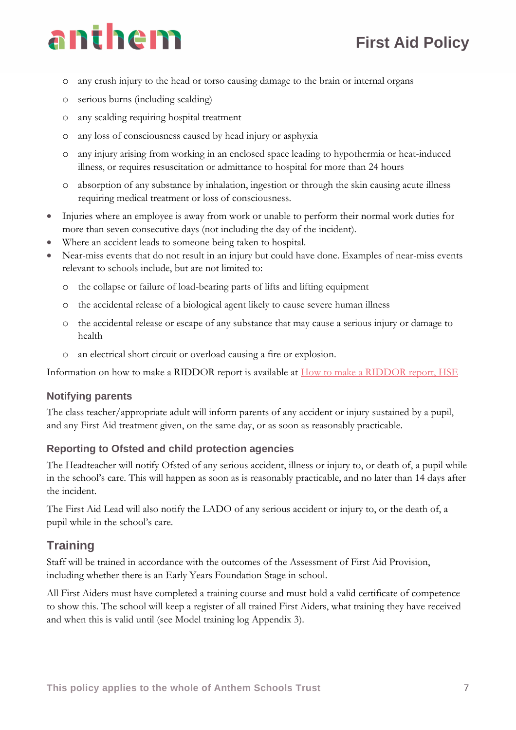- any crush injury to the head or torso causing damage to the brain or internal organs
  - serious burns (including scalding)
  - any scalding requiring hospital treatment
  - any loss of consciousness caused by head injury or asphyxia
  - any injury arising from working in an enclosed space leading to hypothermia or heat-induced illness, or requires resuscitation or admittance to hospital for more than 24 hours
  - absorption of any substance by inhalation, ingestion or through the skin causing acute illness requiring medical treatment or loss of consciousness.
- Injuries where an employee is away from work or unable to perform their normal work duties for more than seven consecutive days (not including the day of the incident).
- Where an accident leads to someone being taken to hospital.
- Near-miss events that do not result in an injury but could have done. Examples of near-miss events relevant to schools include, but are not limited to:
  - the collapse or failure of load-bearing parts of lifts and lifting equipment
  - the accidental release of a biological agent likely to cause severe human illness
  - the accidental release or escape of any substance that may cause a serious injury or damage to health
  - an electrical short circuit or overload causing a fire or explosion.

Information on how to make a RIDDOR report is available at [How to make a RIDDOR report, HSE]()

### Notifying parents

The class teacher/appropriate adult will inform parents of any accident or injury sustained by a pupil, and any First Aid treatment given, on the same day, or as soon as reasonably practicable.

### Reporting to Ofsted and child protection agencies

The Headteacher will notify Ofsted of any serious accident, illness or injury to, or death of, a pupil while in the school's care. This will happen as soon as is reasonably practicable, and no later than 14 days after the incident.

The First Aid Lead will also notify the LADO of any serious accident or injury to, or the death of, a pupil while in the school's care.

## Training

Staff will be trained in accordance with the outcomes of the Assessment of First Aid Provision, including whether there is an Early Years Foundation Stage in school.

All First Aiders must have completed a training course and must hold a valid certificate of competence to show this. The school will keep a register of all trained First Aiders, what training they have received and when this is valid until (see Model training log Appendix 3).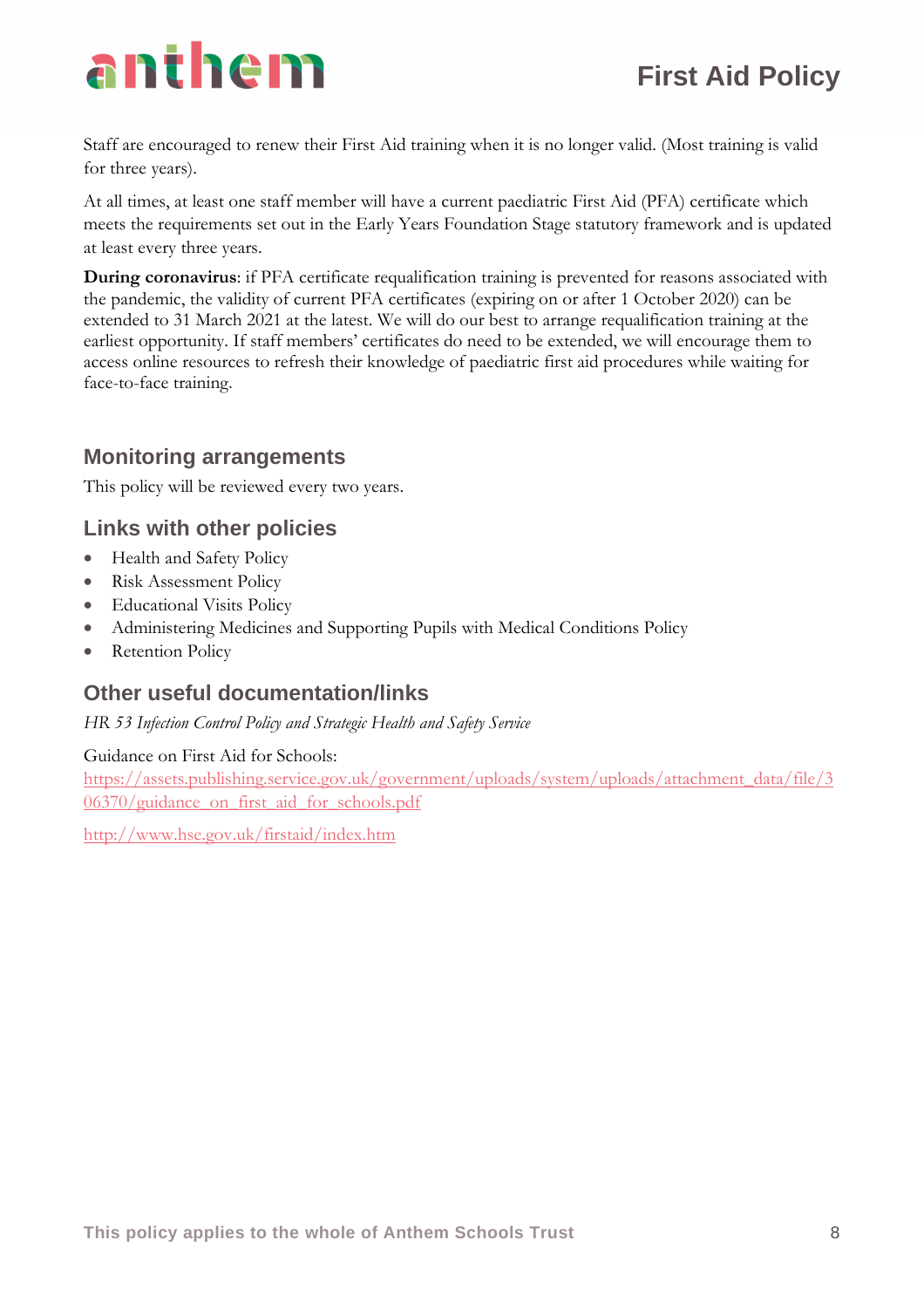Staff are encouraged to renew their First Aid training when it is no longer valid. (Most training is valid for three years).

At all times, at least one staff member will have a current paediatric First Aid (PFA) certificate which meets the requirements set out in the Early Years Foundation Stage statutory framework and is updated at least every three years.

**During coronavirus**: if PFA certificate requalification training is prevented for reasons associated with the pandemic, the validity of current PFA certificates (expiring on or after 1 October 2020) can be extended to 31 March 2021 at the latest. We will do our best to arrange requalification training at the earliest opportunity. If staff members' certificates do need to be extended, we will encourage them to access online resources to refresh their knowledge of paediatric first aid procedures while waiting for face-to-face training.

## Monitoring arrangements

This policy will be reviewed every two years.

## Links with other policies

- Health and Safety Policy
- Risk Assessment Policy
- Educational Visits Policy
- Administering Medicines and Supporting Pupils with Medical Conditions Policy
- Retention Policy

## Other useful documentation/links

*HR 53 Infection Control Policy and Strategic Health and Safety Service*

Guidance on First Aid for Schools:
https://assets.publishing.service.gov.uk/government/uploads/system/uploads/attachment_data/file/306370/guidance_on_first_aid_for_schools.pdf

http://www.hse.gov.uk/firstaid/index.htm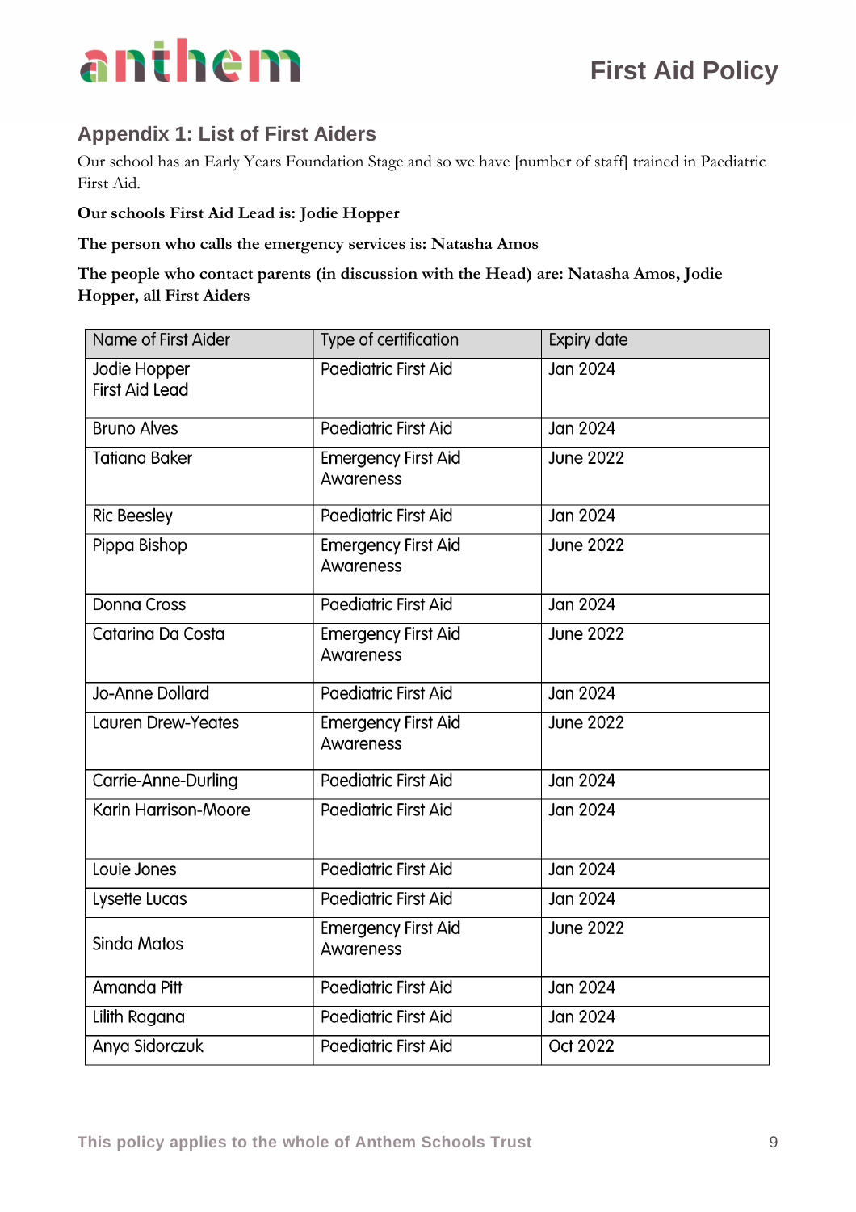## Appendix 1: List of First Aiders

Our school has an Early Years Foundation Stage and so we have [number of staff] trained in Paediatric First Aid.

**Our schools First Aid Lead is: Jodie Hopper**

**The person who calls the emergency services is: Natasha Amos**

**The people who contact parents (in discussion with the Head) are: Natasha Amos, Jodie Hopper, all First Aiders**

| Name of First Aider | Type of certification | Expiry date |
|---|---|---|
| Jodie Hopper<br>First Aid Lead | Paediatric First Aid | Jan 2024 |
| Bruno Alves | Paediatric First Aid | Jan 2024 |
| Tatiana Baker | Emergency First Aid Awareness | June 2022 |
| Ric Beesley | Paediatric First Aid | Jan 2024 |
| Pippa Bishop | Emergency First Aid Awareness | June 2022 |
| Donna Cross | Paediatric First Aid | Jan 2024 |
| Catarina Da Costa | Emergency First Aid Awareness | June 2022 |
| Jo-Anne Dollard | Paediatric First Aid | Jan 2024 |
| Lauren Drew-Yeates | Emergency First Aid Awareness | June 2022 |
| Carrie-Anne-Durling | Paediatric First Aid | Jan 2024 |
| Karin Harrison-Moore | Paediatric First Aid | Jan 2024 |
| Louie Jones | Paediatric First Aid | Jan 2024 |
| Lysette Lucas | Paediatric First Aid | Jan 2024 |
| Sinda Matos | Emergency First Aid Awareness | June 2022 |
| Amanda Pitt | Paediatric First Aid | Jan 2024 |
| Lilith Ragana | Paediatric First Aid | Jan 2024 |
| Anya Sidorczuk | Paediatric First Aid | Oct 2022 |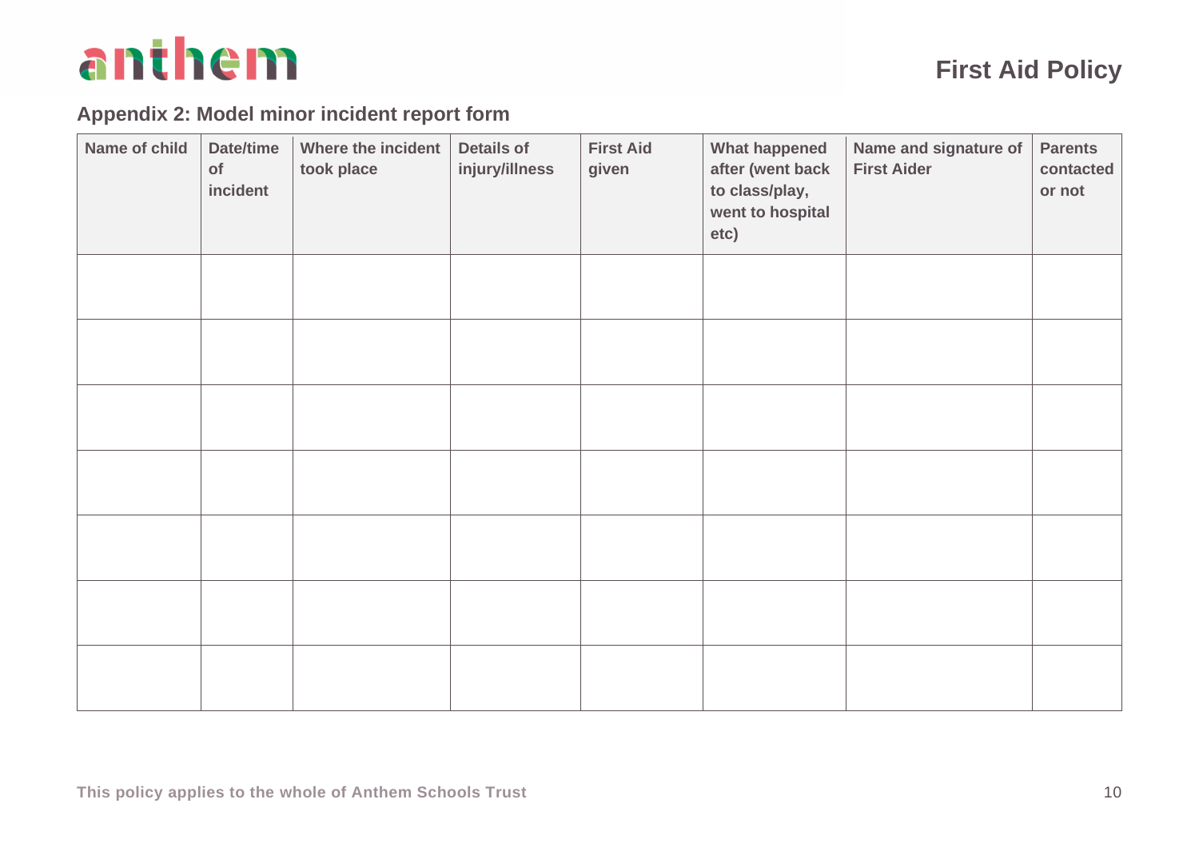## Appendix 2: Model minor incident report form

| Name of child | Date/time of incident | Where the incident took place | Details of injury/illness | First Aid given | What happened after (went back to class/play, went to hospital etc) | Name and signature of First Aider | Parents contacted or not |
|---|---|---|---|---|---|---|---|
| | | | | | | | |
| | | | | | | | |
| | | | | | | | |
| | | | | | | | |
| | | | | | | | |
| | | | | | | | |
| | | | | | | | |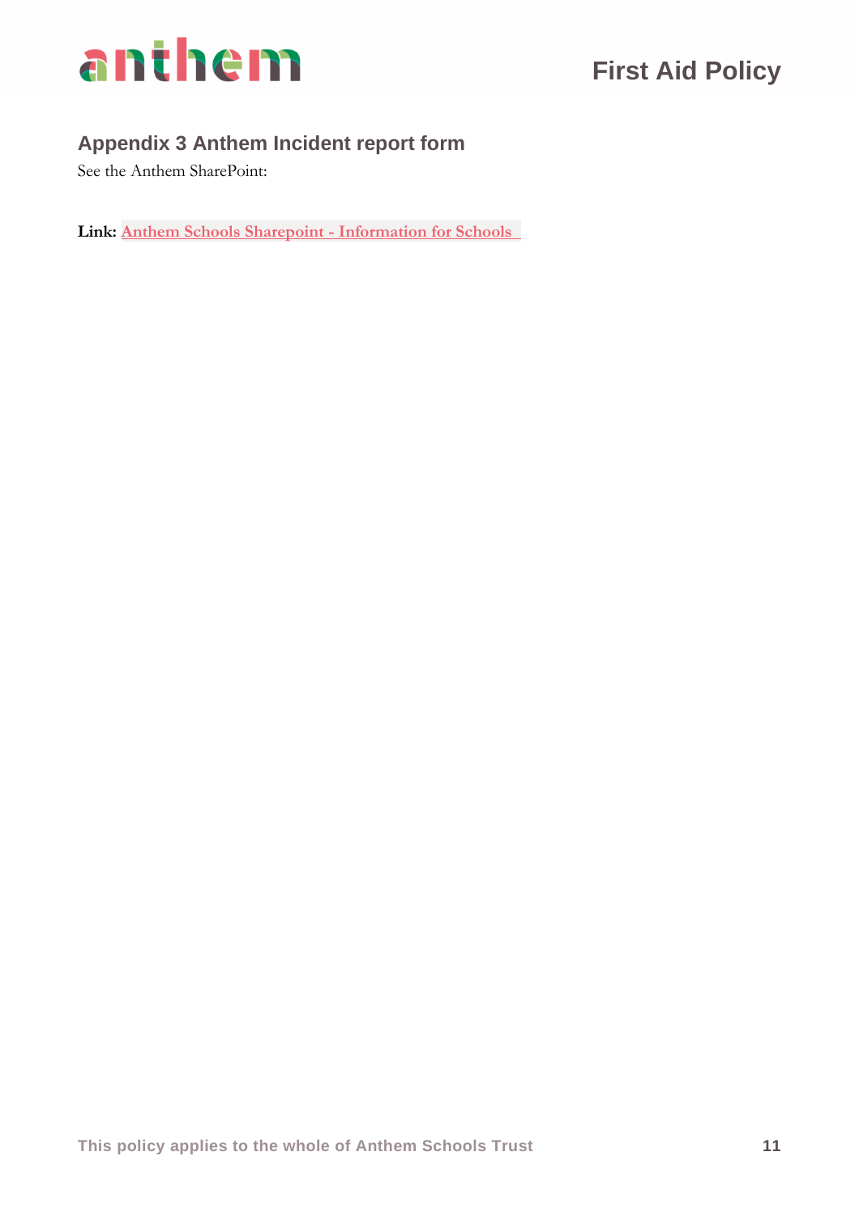## Appendix 3 Anthem Incident report form

See the Anthem SharePoint:

**Link:** Anthem Schools Sharepoint - Information for Schools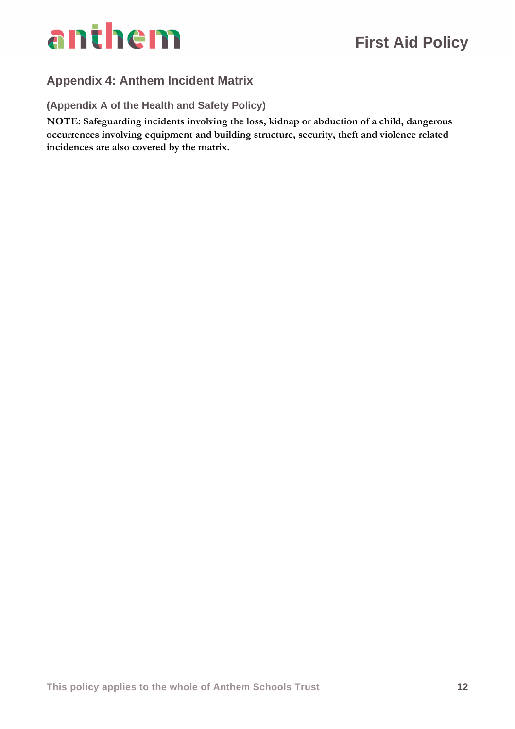## Appendix 4: Anthem Incident Matrix

### (Appendix A of the Health and Safety Policy)

**NOTE: Safeguarding incidents involving the loss, kidnap or abduction of a child, dangerous occurrences involving equipment and building structure, security, theft and violence related incidences are also covered by the matrix.**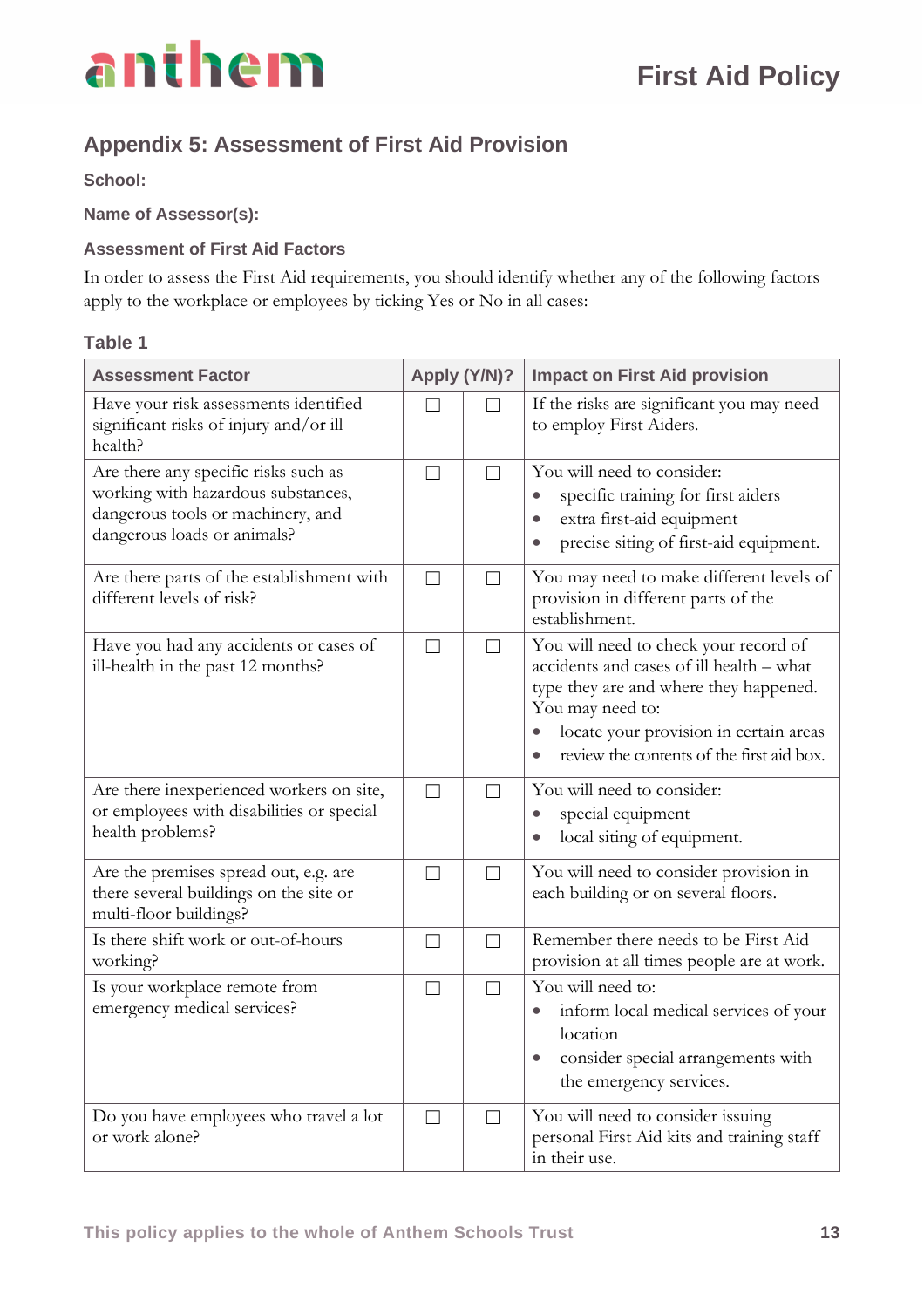## Appendix 5: Assessment of First Aid Provision

**School:**

**Name of Assessor(s):**

### Assessment of First Aid Factors

In order to assess the First Aid requirements, you should identify whether any of the following factors apply to the workplace or employees by ticking Yes or No in all cases:

### Table 1

| Assessment Factor | Apply (Y/N)? | | Impact on First Aid provision |
|---|---|---|---|
| Have your risk assessments identified significant risks of injury and/or ill health? | ☐ | ☐ | If the risks are significant you may need to employ First Aiders. |
| Are there any specific risks such as working with hazardous substances, dangerous tools or machinery, and dangerous loads or animals? | ☐ | ☐ | You will need to consider: • specific training for first aiders • extra first-aid equipment • precise siting of first-aid equipment. |
| Are there parts of the establishment with different levels of risk? | ☐ | ☐ | You may need to make different levels of provision in different parts of the establishment. |
| Have you had any accidents or cases of ill-health in the past 12 months? | ☐ | ☐ | You will need to check your record of accidents and cases of ill health – what type they are and where they happened. You may need to: • locate your provision in certain areas • review the contents of the first aid box. |
| Are there inexperienced workers on site, or employees with disabilities or special health problems? | ☐ | ☐ | You will need to consider: • special equipment • local siting of equipment. |
| Are the premises spread out, e.g. are there several buildings on the site or multi-floor buildings? | ☐ | ☐ | You will need to consider provision in each building or on several floors. |
| Is there shift work or out-of-hours working? | ☐ | ☐ | Remember there needs to be First Aid provision at all times people are at work. |
| Is your workplace remote from emergency medical services? | ☐ | ☐ | You will need to: • inform local medical services of your location • consider special arrangements with the emergency services. |
| Do you have employees who travel a lot or work alone? | ☐ | ☐ | You will need to consider issuing personal First Aid kits and training staff in their use. |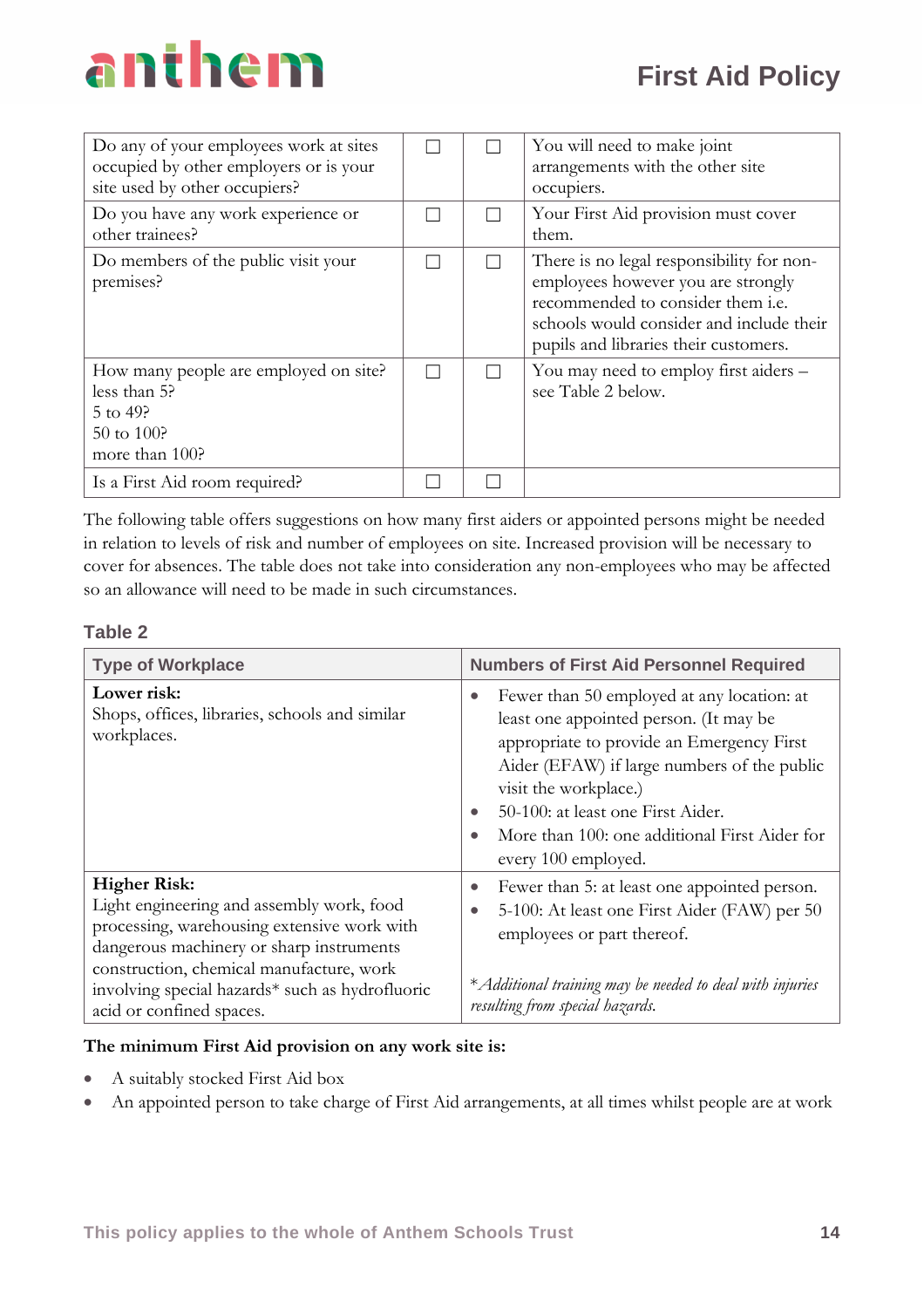| | | | |
|---|---|---|---|
| Do any of your employees work at sites occupied by other employers or is your site used by other occupiers? | ☐ | ☐ | You will need to make joint arrangements with the other site occupiers. |
| Do you have any work experience or other trainees? | ☐ | ☐ | Your First Aid provision must cover them. |
| Do members of the public visit your premises? | ☐ | ☐ | There is no legal responsibility for non-employees however you are strongly recommended to consider them i.e. schools would consider and include their pupils and libraries their customers. |
| How many people are employed on site?<br>less than 5?<br>5 to 49?<br>50 to 100?<br>more than 100? | ☐ | ☐ | You may need to employ first aiders – see Table 2 below. |
| Is a First Aid room required? | ☐ | ☐ | |

The following table offers suggestions on how many first aiders or appointed persons might be needed in relation to levels of risk and number of employees on site. Increased provision will be necessary to cover for absences. The table does not take into consideration any non-employees who may be affected so an allowance will need to be made in such circumstances.

### Table 2

| Type of Workplace | Numbers of First Aid Personnel Required |
|---|---|
| **Lower risk:**<br>Shops, offices, libraries, schools and similar workplaces. | • Fewer than 50 employed at any location: at least one appointed person. (It may be appropriate to provide an Emergency First Aider (EFAW) if large numbers of the public visit the workplace.)<br>• 50-100: at least one First Aider.<br>• More than 100: one additional First Aider for every 100 employed. |
| **Higher Risk:**<br>Light engineering and assembly work, food processing, warehousing extensive work with dangerous machinery or sharp instruments construction, chemical manufacture, work involving special hazards* such as hydrofluoric acid or confined spaces. | • Fewer than 5: at least one appointed person.<br>• 5-100: At least one First Aider (FAW) per 50 employees or part thereof.<br><br>**Additional training may be needed to deal with injuries resulting from special hazards.* |

**The minimum First Aid provision on any work site is:**

- A suitably stocked First Aid box
- An appointed person to take charge of First Aid arrangements, at all times whilst people are at work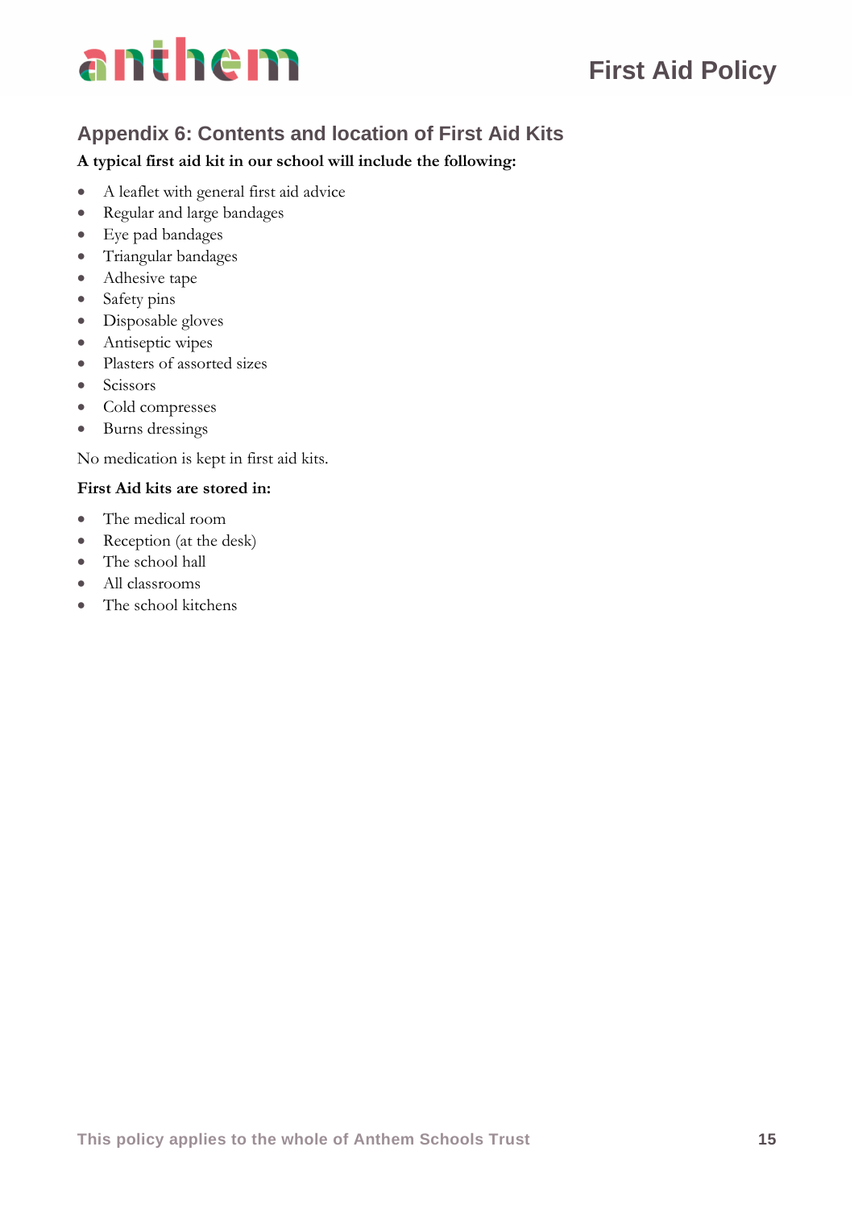## Appendix 6: Contents and location of First Aid Kits

**A typical first aid kit in our school will include the following:**

- A leaflet with general first aid advice
- Regular and large bandages
- Eye pad bandages
- Triangular bandages
- Adhesive tape
- Safety pins
- Disposable gloves
- Antiseptic wipes
- Plasters of assorted sizes
- Scissors
- Cold compresses
- Burns dressings

No medication is kept in first aid kits.

**First Aid kits are stored in:**

- The medical room
- Reception (at the desk)
- The school hall
- All classrooms
- The school kitchens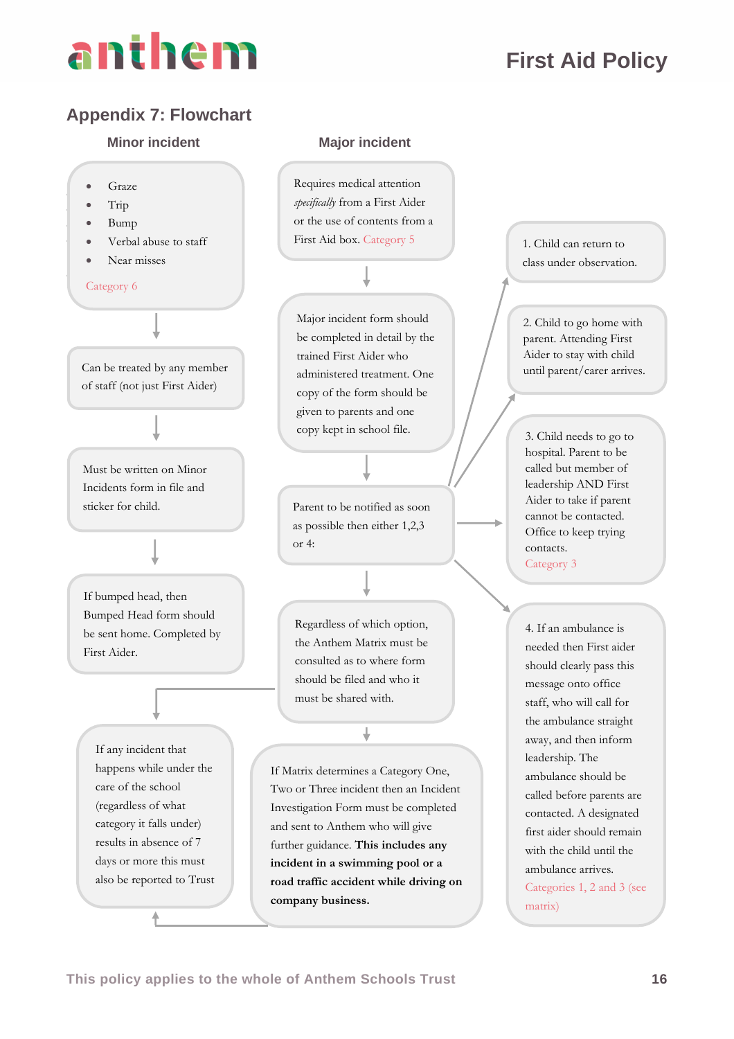## Appendix 7: Flowchart

### Minor incident

- Graze
- Trip
- Bump
- Verbal abuse to staff
- Near misses

Category 6

↓

Can be treated by any member of staff (not just First Aider)

↓

Must be written on Minor Incidents form in file and sticker for child.

↓

If bumped head, then Bumped Head form should be sent home. Completed by First Aider.

↓

If any incident that happens while under the care of the school (regardless of what category it falls under) results in absence of 7 days or more this must also be reported to Trust

### Major incident

Requires medical attention *specifically* from a First Aider or the use of contents from a First Aid box. Category 5

↓

Major incident form should be completed in detail by the trained First Aider who administered treatment. One copy of the form should be given to parents and one copy kept in school file.

↓

Parent to be notified as soon as possible then either 1,2,3 or 4:

1. Child can return to class under observation.
2. Child to go home with parent. Attending First Aider to stay with child until parent/carer arrives.
3. Child needs to go to hospital. Parent to be called but member of leadership AND First Aider to take if parent cannot be contacted. Office to keep trying contacts. Category 3
4. If an ambulance is needed then First aider should clearly pass this message onto office staff, who will call for the ambulance straight away, and then inform leadership. The ambulance should be called before parents are contacted. A designated first aider should remain with the child until the ambulance arrives. Categories 1, 2 and 3 (see matrix)

↓

Regardless of which option, the Anthem Matrix must be consulted as to where form should be filed and who it must be shared with.

↓

If Matrix determines a Category One, Two or Three incident then an Incident Investigation Form must be completed and sent to Anthem who will give further guidance. **This includes any incident in a swimming pool or a road traffic accident while driving on company business.**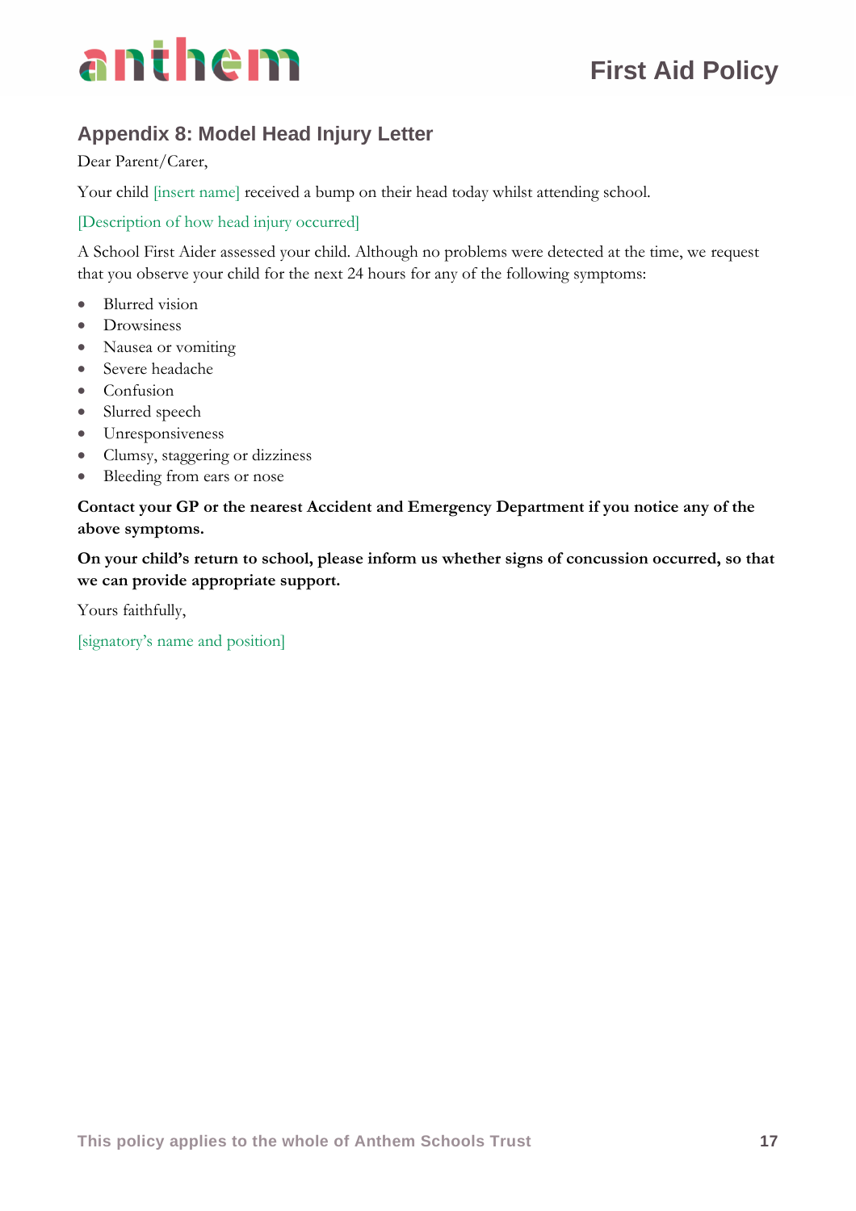## Appendix 8: Model Head Injury Letter

Dear Parent/Carer,

Your child [insert name] received a bump on their head today whilst attending school.

[Description of how head injury occurred]

A School First Aider assessed your child. Although no problems were detected at the time, we request that you observe your child for the next 24 hours for any of the following symptoms:

- Blurred vision
- Drowsiness
- Nausea or vomiting
- Severe headache
- Confusion
- Slurred speech
- Unresponsiveness
- Clumsy, staggering or dizziness
- Bleeding from ears or nose

**Contact your GP or the nearest Accident and Emergency Department if you notice any of the above symptoms.**

**On your child's return to school, please inform us whether signs of concussion occurred, so that we can provide appropriate support.**

Yours faithfully,

[signatory's name and position]